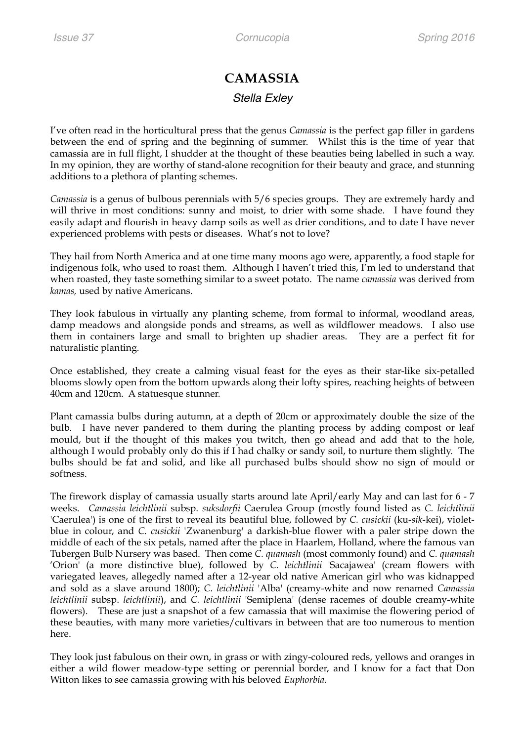# CAMASSIA

*Stella Exley*

I've often read in the horticultural press that the genus *Camassia* is the perfect gap filler in gardens between the end of spring and the beginning of summer. Whilst this is the time of year that camassia are in full flight, I shudder at the thought of these beauties being labelled in such a way. In my opinion, they are worthy of stand-alone recognition for their beauty and grace, and stunning additions to a plethora of planting schemes.

*Camassia* is a genus of bulbous perennials with 5/6 species groups. They are extremely hardy and will thrive in most conditions: sunny and moist, to drier with some shade. I have found they easily adapt and flourish in heavy damp soils as well as drier conditions, and to date I have never experienced problems with pests or diseases. What's not to love?

They hail from North America and at one time many moons ago were, apparently, a food staple for indigenous folk, who used to roast them. Although I haven't tried this, I'm led to understand that when roasted, they taste something similar to a sweet potato. The name *camassia* was derived from *kamas,* used by native Americans.

They look fabulous in virtually any planting scheme, from formal to informal, woodland areas, damp meadows and alongside ponds and streams, as well as wildflower meadows. I also use them in containers large and small to brighten up shadier areas. They are a perfect fit for naturalistic planting.

Once established, they create a calming visual feast for the eyes as their star-like six-petalled blooms slowly open from the bottom upwards along their lofty spires, reaching heights of between 40cm and 120cm. A statuesque stunner.

Plant camassia bulbs during autumn, at a depth of 20cm or approximately double the size of the bulb. I have never pandered to them during the planting process by adding compost or leaf mould, but if the thought of this makes you twitch, then go ahead and add that to the hole, although I would probably only do this if I had chalky or sandy soil, to nurture them slightly. The bulbs should be fat and solid, and like all purchased bulbs should show no sign of mould or softness.

The firework display of camassia usually starts around late April/early May and can last for 6 - 7 weeks. *Camassia leichtlinii* subsp. *suksdorfii* Caerulea Group (mostly found listed as *C. leichtlinii* 'Caerulea') is one of the first to reveal its beautiful blue, followed by *C. cusickii* (ku-*sik*-kei), violet-blue in colour, and *C. cusickii* 'Zwanenburg' a darkish-blue flower with a paler stripe down the middle of each of the six petals, named after the place in Haarlem, Holland, where the famous van Tubergen Bulb Nursery was based. Then come *C. quamash* (most commonly found) and *C. quamash* 'Orion' (a more distinctive blue), followed by *C. leichtlinii* 'Sacajawea' (cream flowers with variegated leaves, allegedly named after a 12-year old native American girl who was kidnapped and sold as a slave around 1800); *C. leichtlinii* 'Alba' (creamy-white and now renamed *Camassia leichtlinii* subsp. *leichtlinii*), and *C. leichtlinii* 'Semiplena' (dense racemes of double creamy-white flowers). These are just a snapshot of a few camassia that will maximise the flowering period of these beauties, with many more varieties/cultivars in between that are too numerous to mention here.

They look just fabulous on their own, in grass or with zingy-coloured reds, yellows and oranges in either a wild flower meadow-type setting or perennial border, and I know for a fact that Don Witton likes to see camassia growing with his beloved *Euphorbia*.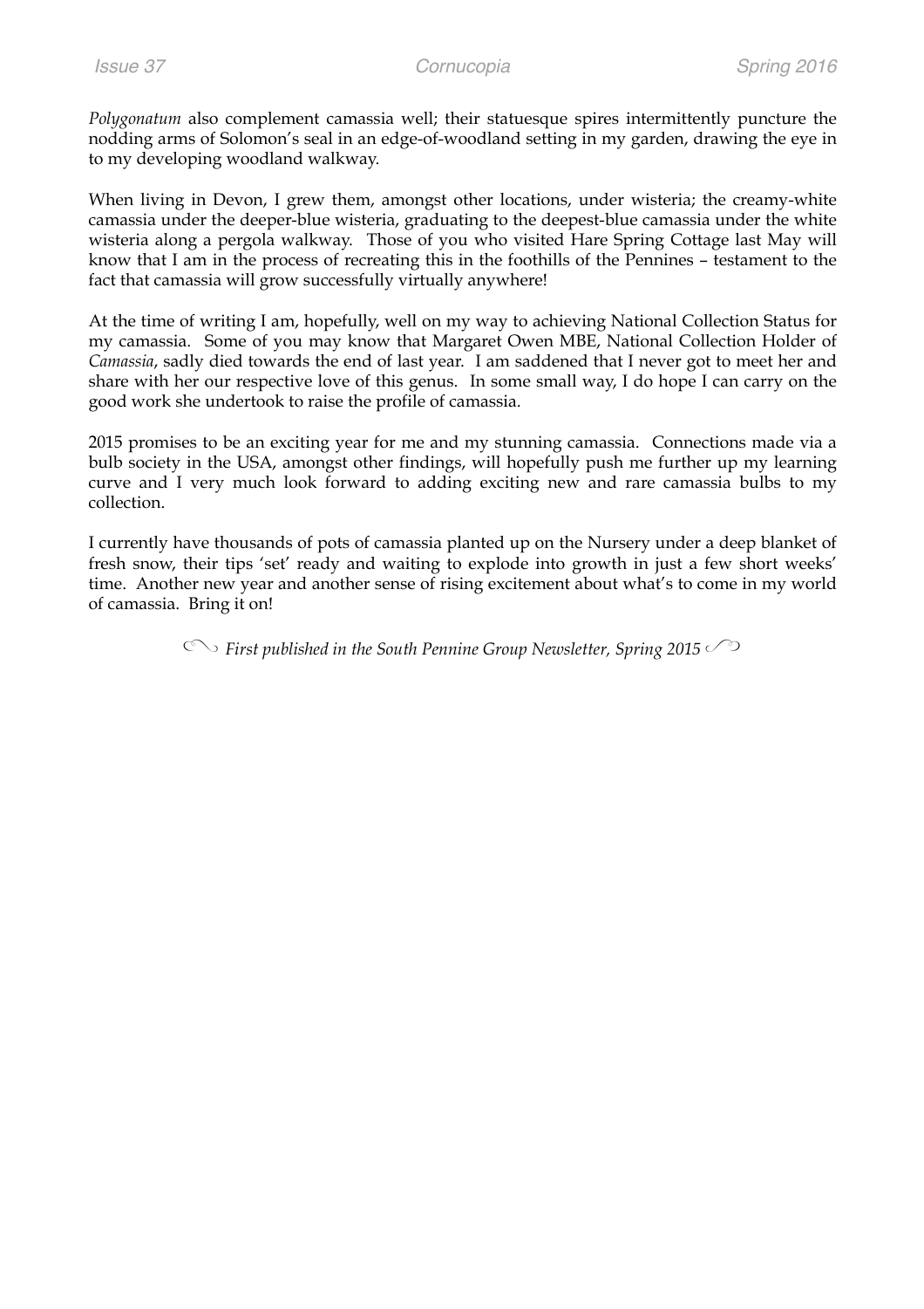*Polygonatum* also complement camassia well; their statuesque spires intermittently puncture the nodding arms of Solomon's seal in an edge-of-woodland setting in my garden, drawing the eye in to my developing woodland walkway.

When living in Devon, I grew them, amongst other locations, under wisteria; the creamy-white camassia under the deeper-blue wisteria, graduating to the deepest-blue camassia under the white wisteria along a pergola walkway. Those of you who visited Hare Spring Cottage last May will know that I am in the process of recreating this in the foothills of the Pennines – testament to the fact that camassia will grow successfully virtually anywhere!

At the time of writing I am, hopefully, well on my way to achieving National Collection Status for my camassia. Some of you may know that Margaret Owen MBE, National Collection Holder of *Camassia*, sadly died towards the end of last year. I am saddened that I never got to meet her and share with her our respective love of this genus. In some small way, I do hope I can carry on the good work she undertook to raise the profile of camassia.

2015 promises to be an exciting year for me and my stunning camassia. Connections made via a bulb society in the USA, amongst other findings, will hopefully push me further up my learning curve and I very much look forward to adding exciting new and rare camassia bulbs to my collection.

I currently have thousands of pots of camassia planted up on the Nursery under a deep blanket of fresh snow, their tips 'set' ready and waiting to explode into growth in just a few short weeks' time. Another new year and another sense of rising excitement about what's to come in my world of camassia. Bring it on!

*First published in the South Pennine Group Newsletter, Spring 2015*